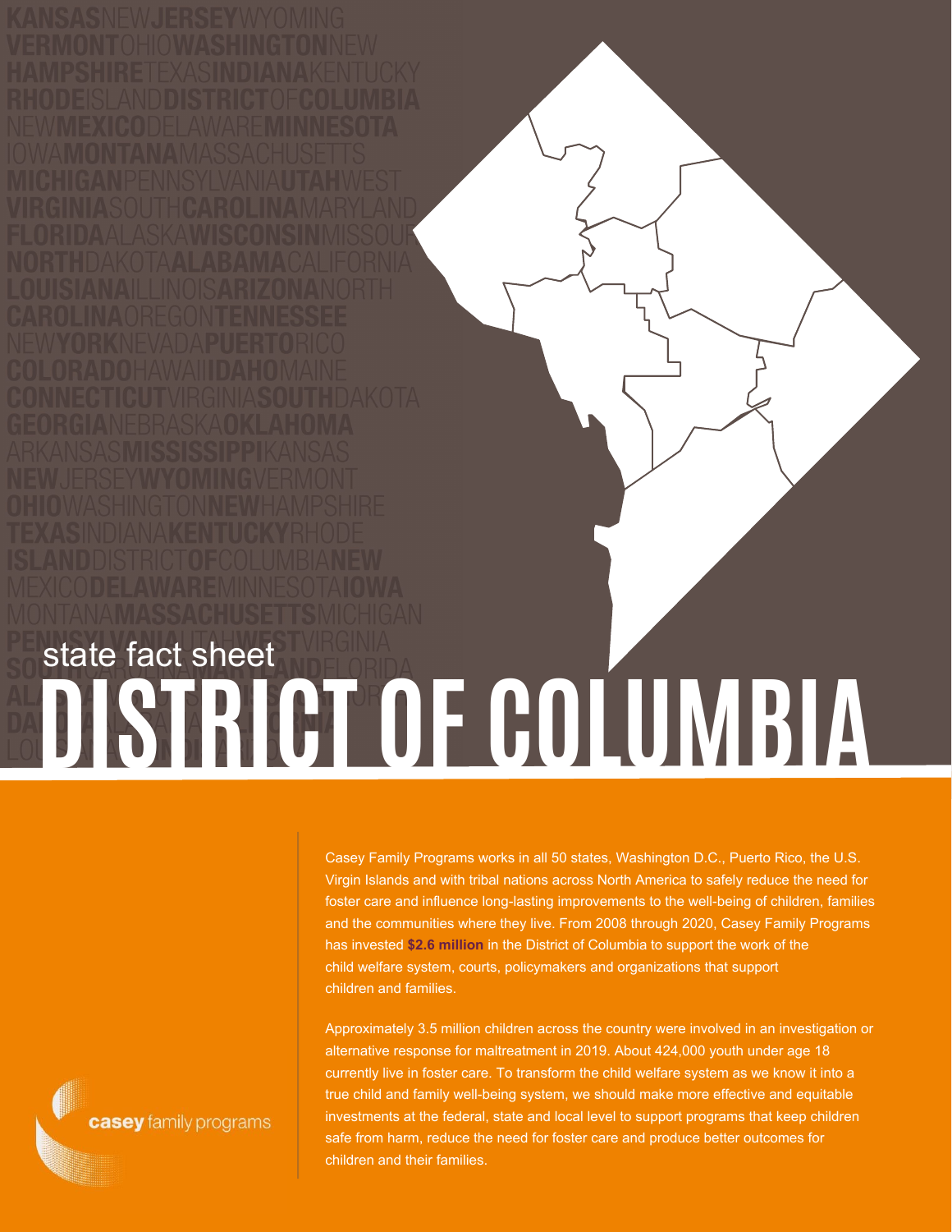state fact sheet

# DISTRICT OF COLUMBIA

Casey Family Programs works in all 50 states, Washington D.C., Puerto Rico, the U.S. Virgin Islands and with tribal nations across North America to safely reduce the need for foster care and influence long-lasting improvements to the well-being of children, families and the communities where they live. From 2008 through 2020, Casey Family Programs has invested **$2.6 million** in the District of Columbia to support the work of the child welfare system, courts, policymakers and organizations that support children and families.

Approximately 3.5 million children across the country were involved in an investigation or alternative response for maltreatment in 2019. About 424,000 youth under age 18 currently live in foster care. To transform the child welfare system as we know it into a true child and family well-being system, we should make more effective and equitable investments at the federal, state and local level to support programs that keep children safe from harm, reduce the need for foster care and produce better outcomes for children and their families.

casey family programs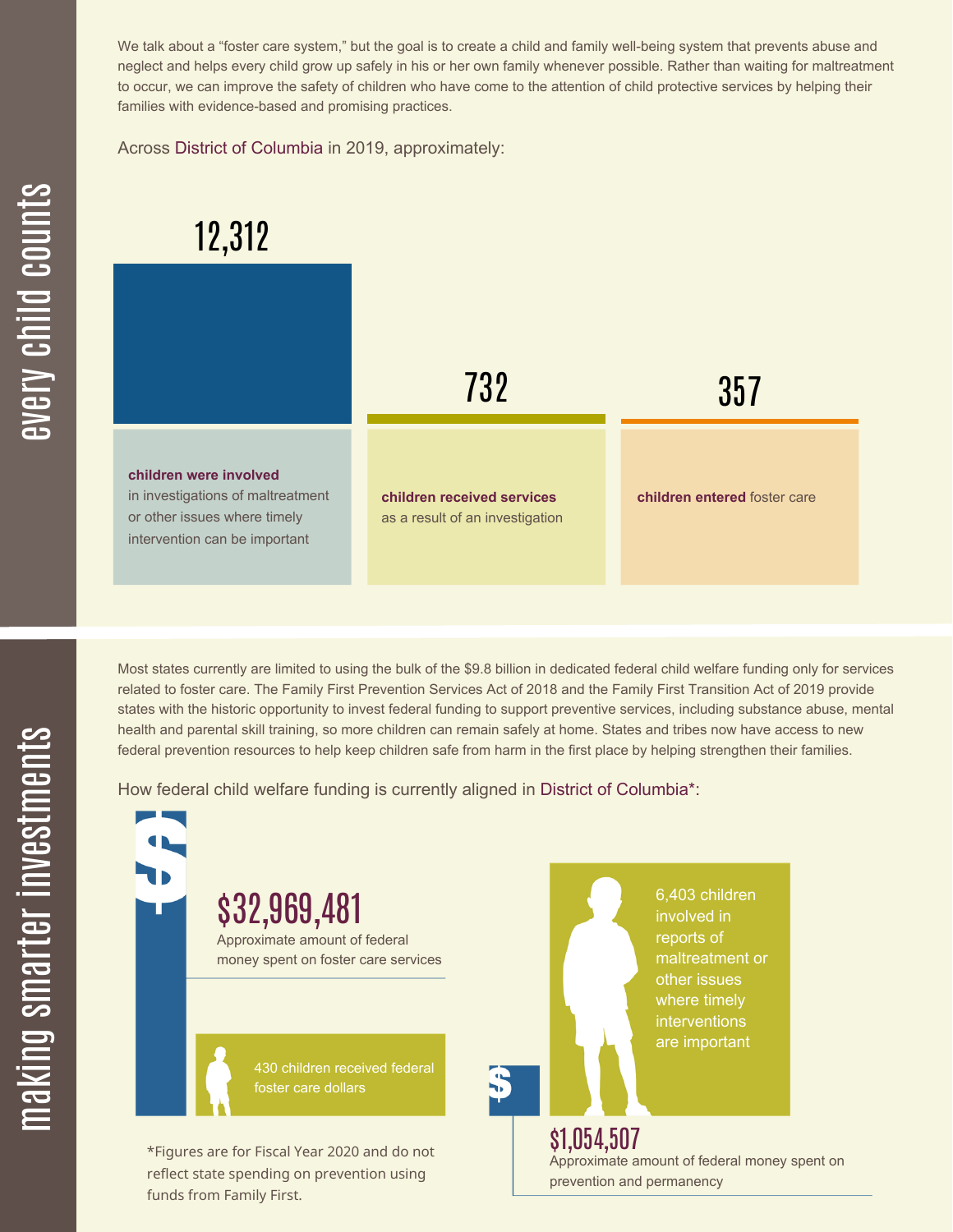## every child counts

We talk about a "foster care system," but the goal is to create a child and family well-being system that prevents abuse and neglect and helps every child grow up safely in his or her own family whenever possible. Rather than waiting for maltreatment to occur, we can improve the safety of children who have come to the attention of child protective services by helping their families with evidence-based and promising practices.

Across District of Columbia in 2019, approximately:

**12,312**

**children were involved** in investigations of maltreatment or other issues where timely intervention can be important

**732**

**children received services** as a result of an investigation

**357**

**children entered** foster care

## making smarter investments

Most states currently are limited to using the bulk of the $9.8 billion in dedicated federal child welfare funding only for services related to foster care. The Family First Prevention Services Act of 2018 and the Family First Transition Act of 2019 provide states with the historic opportunity to invest federal funding to support preventive services, including substance abuse, mental health and parental skill training, so more children can remain safely at home. States and tribes now have access to new federal prevention resources to help keep children safe from harm in the first place by helping strengthen their families.

How federal child welfare funding is currently aligned in District of Columbia*:

**$32,969,481**

Approximate amount of federal money spent on foster care services

430 children received federal foster care dollars

6,403 children involved in reports of maltreatment or other issues where timely interventions are important

**$1,054,507**

Approximate amount of federal money spent on prevention and permanency

*Figures are for Fiscal Year 2020 and do not reflect state spending on prevention using funds from Family First.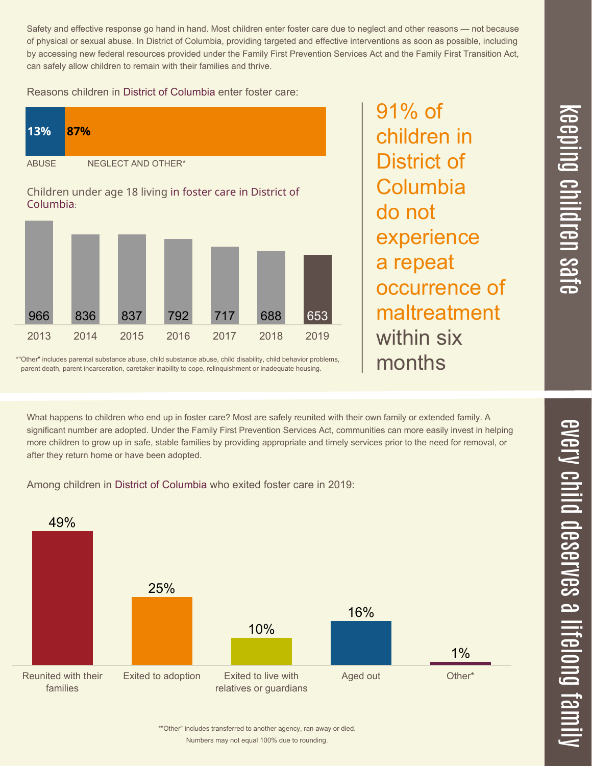## keeping children safe

Safety and effective response go hand in hand. Most children enter foster care due to neglect and other reasons — not because of physical or sexual abuse. In District of Columbia, providing targeted and effective interventions as soon as possible, including by accessing new federal resources provided under the Family First Prevention Services Act and the Family First Transition Act, can safely allow children to remain with their families and thrive.

Reasons children in District of Columbia enter foster care:

| ABUSE | NEGLECT AND OTHER* |
| --- | --- |
| 13% | 87% |

Children under age 18 living in foster care in District of Columbia:

| 2013 | 2014 | 2015 | 2016 | 2017 | 2018 | 2019 |
| --- | --- | --- | --- | --- | --- | --- |
| 966 | 836 | 837 | 792 | 717 | 688 | 653 |

*"Other" includes parental substance abuse, child substance abuse, child disability, child behavior problems, parent death, parent incarceration, caretaker inability to cope, relinquishment or inadequate housing.

**91% of children in District of Columbia do not experience a repeat occurrence of maltreatment within six months**

## every child deserves a lifelong family

What happens to children who end up in foster care? Most are safely reunited with their own family or extended family. A significant number are adopted. Under the Family First Prevention Services Act, communities can more easily invest in helping more children to grow up in safe, stable families by providing appropriate and timely services prior to the need for removal, or after they return home or have been adopted.

Among children in District of Columbia who exited foster care in 2019:

| Reunited with their families | Exited to adoption | Exited to live with relatives or guardians | Aged out | Other* |
| --- | --- | --- | --- | --- |
| 49% | 25% | 10% | 16% | 1% |

*"Other" includes transferred to another agency, ran away or died.
Numbers may not equal 100% due to rounding.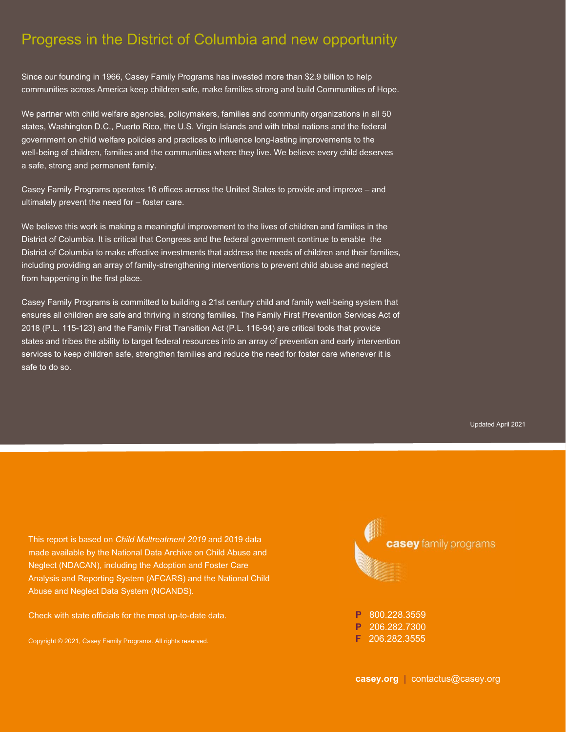## Progress in the District of Columbia and new opportunity

Since our founding in 1966, Casey Family Programs has invested more than $2.9 billion to help communities across America keep children safe, make families strong and build Communities of Hope.

We partner with child welfare agencies, policymakers, families and community organizations in all 50 states, Washington D.C., Puerto Rico, the U.S. Virgin Islands and with tribal nations and the federal government on child welfare policies and practices to influence long-lasting improvements to the well-being of children, families and the communities where they live. We believe every child deserves a safe, strong and permanent family.

Casey Family Programs operates 16 offices across the United States to provide and improve – and ultimately prevent the need for – foster care.

We believe this work is making a meaningful improvement to the lives of children and families in the District of Columbia. It is critical that Congress and the federal government continue to enable the District of Columbia to make effective investments that address the needs of children and their families, including providing an array of family-strengthening interventions to prevent child abuse and neglect from happening in the first place.

Casey Family Programs is committed to building a 21st century child and family well-being system that ensures all children are safe and thriving in strong families. The Family First Prevention Services Act of 2018 (P.L. 115-123) and the Family First Transition Act (P.L. 116-94) are critical tools that provide states and tribes the ability to target federal resources into an array of prevention and early intervention services to keep children safe, strengthen families and reduce the need for foster care whenever it is safe to do so.

Updated April 2021

This report is based on *Child Maltreatment 2019* and 2019 data made available by the National Data Archive on Child Abuse and Neglect (NDACAN), including the Adoption and Foster Care Analysis and Reporting System (AFCARS) and the National Child Abuse and Neglect Data System (NCANDS).

Check with state officials for the most up-to-date data.

Copyright © 2021, Casey Family Programs. All rights reserved.

**casey** family programs

**P** 800.228.3559
**P** 206.282.7300
**F** 206.282.3555

**casey.org** | contactus@casey.org